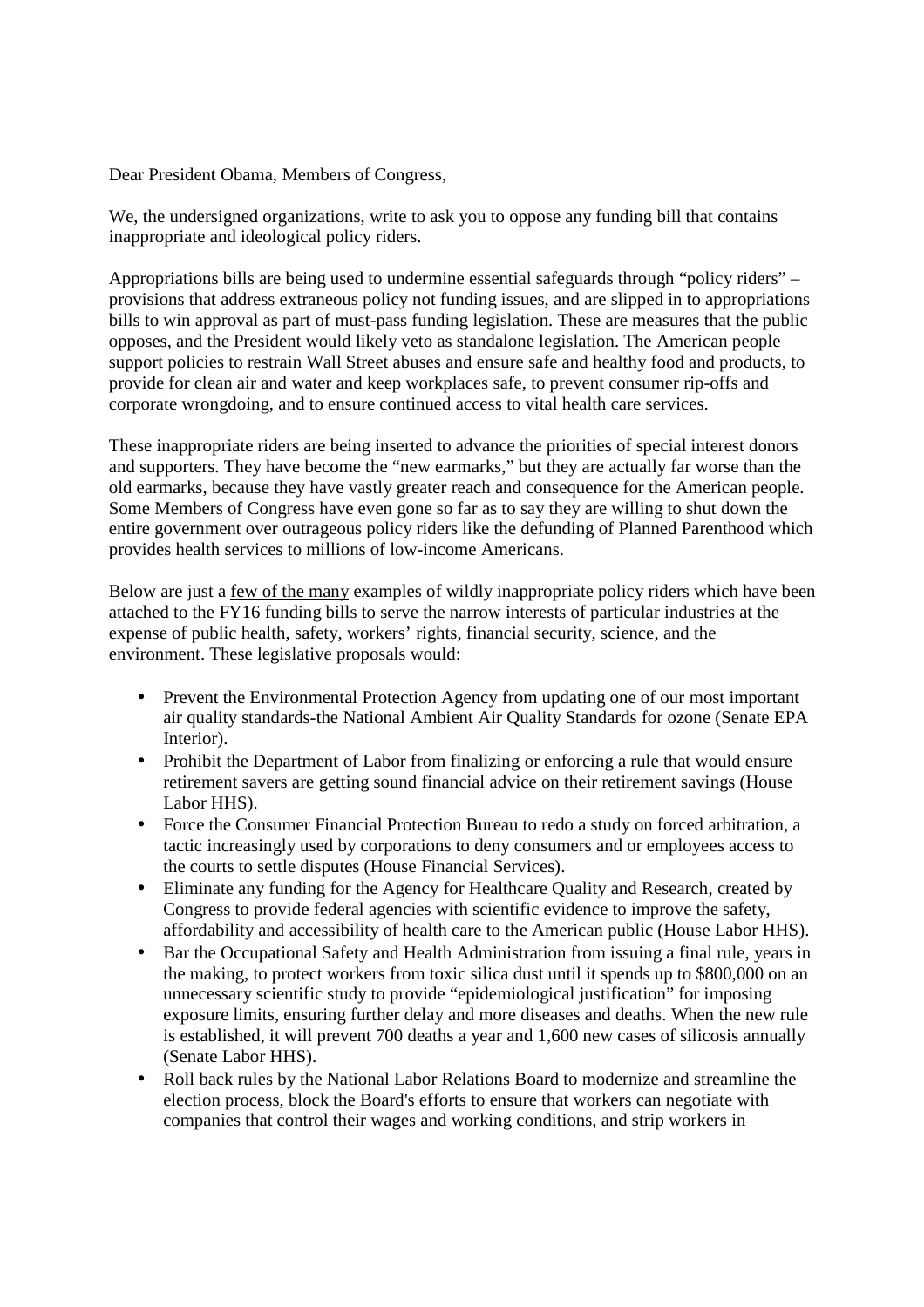Dear President Obama, Members of Congress,

We, the undersigned organizations, write to ask you to oppose any funding bill that contains inappropriate and ideological policy riders.

Appropriations bills are being used to undermine essential safeguards through "policy riders" – provisions that address extraneous policy not funding issues, and are slipped in to appropriations bills to win approval as part of must-pass funding legislation. These are measures that the public opposes, and the President would likely veto as standalone legislation. The American people support policies to restrain Wall Street abuses and ensure safe and healthy food and products, to provide for clean air and water and keep workplaces safe, to prevent consumer rip-offs and corporate wrongdoing, and to ensure continued access to vital health care services.

These inappropriate riders are being inserted to advance the priorities of special interest donors and supporters. They have become the "new earmarks," but they are actually far worse than the old earmarks, because they have vastly greater reach and consequence for the American people. Some Members of Congress have even gone so far as to say they are willing to shut down the entire government over outrageous policy riders like the defunding of Planned Parenthood which provides health services to millions of low-income Americans.

Below are just a few of the many examples of wildly inappropriate policy riders which have been attached to the FY16 funding bills to serve the narrow interests of particular industries at the expense of public health, safety, workers' rights, financial security, science, and the environment. These legislative proposals would:

- Prevent the Environmental Protection Agency from updating one of our most important air quality standards-the National Ambient Air Quality Standards for ozone (Senate EPA Interior).
- Prohibit the Department of Labor from finalizing or enforcing a rule that would ensure retirement savers are getting sound financial advice on their retirement savings (House Labor HHS).
- Force the Consumer Financial Protection Bureau to redo a study on forced arbitration, a tactic increasingly used by corporations to deny consumers and or employees access to the courts to settle disputes (House Financial Services).
- Eliminate any funding for the Agency for Healthcare Quality and Research, created by Congress to provide federal agencies with scientific evidence to improve the safety, affordability and accessibility of health care to the American public (House Labor HHS).
- Bar the Occupational Safety and Health Administration from issuing a final rule, years in the making, to protect workers from toxic silica dust until it spends up to $800,000 on an unnecessary scientific study to provide "epidemiological justification" for imposing exposure limits, ensuring further delay and more diseases and deaths. When the new rule is established, it will prevent 700 deaths a year and 1,600 new cases of silicosis annually (Senate Labor HHS).
- Roll back rules by the National Labor Relations Board to modernize and streamline the election process, block the Board's efforts to ensure that workers can negotiate with companies that control their wages and working conditions, and strip workers in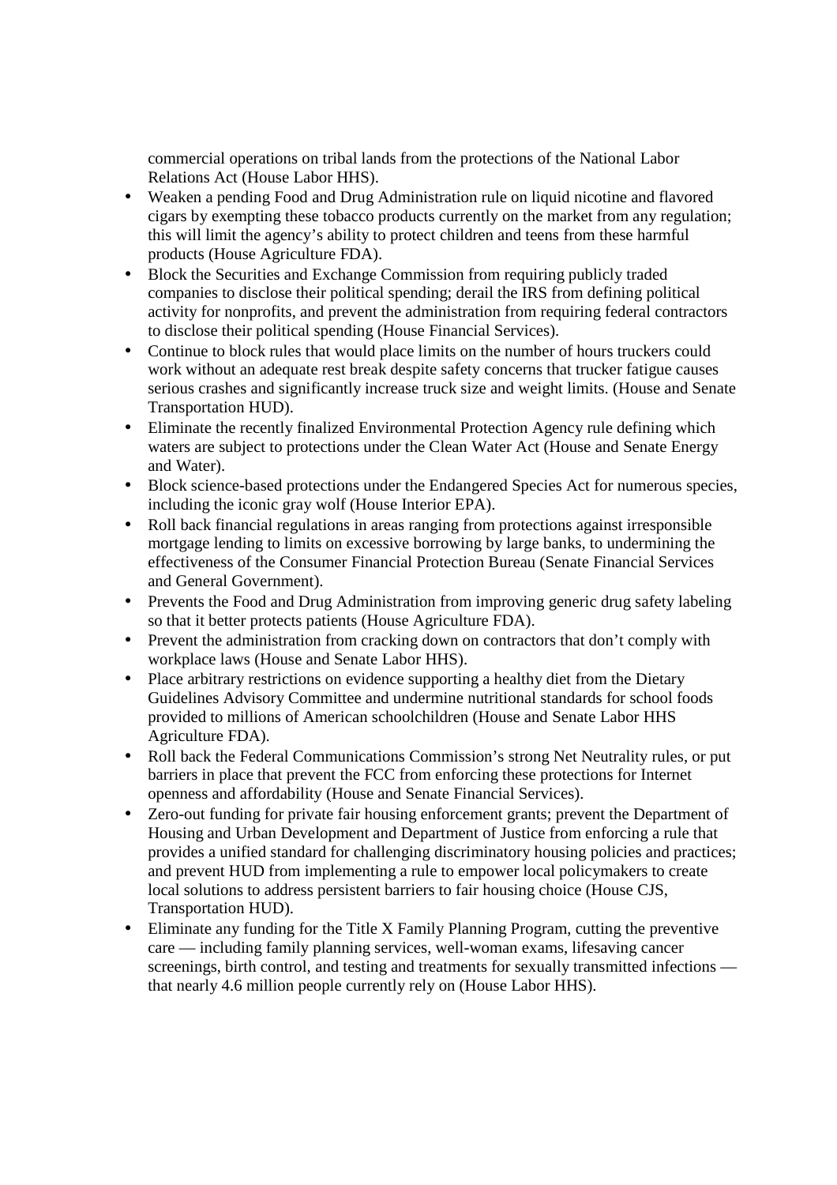commercial operations on tribal lands from the protections of the National Labor Relations Act (House Labor HHS).

- Weaken a pending Food and Drug Administration rule on liquid nicotine and flavored cigars by exempting these tobacco products currently on the market from any regulation; this will limit the agency's ability to protect children and teens from these harmful products (House Agriculture FDA).
- Block the Securities and Exchange Commission from requiring publicly traded companies to disclose their political spending; derail the IRS from defining political activity for nonprofits, and prevent the administration from requiring federal contractors to disclose their political spending (House Financial Services).
- Continue to block rules that would place limits on the number of hours truckers could work without an adequate rest break despite safety concerns that trucker fatigue causes serious crashes and significantly increase truck size and weight limits. (House and Senate Transportation HUD).
- Eliminate the recently finalized Environmental Protection Agency rule defining which waters are subject to protections under the Clean Water Act (House and Senate Energy and Water).
- Block science-based protections under the Endangered Species Act for numerous species, including the iconic gray wolf (House Interior EPA).
- Roll back financial regulations in areas ranging from protections against irresponsible mortgage lending to limits on excessive borrowing by large banks, to undermining the effectiveness of the Consumer Financial Protection Bureau (Senate Financial Services and General Government).
- Prevents the Food and Drug Administration from improving generic drug safety labeling so that it better protects patients (House Agriculture FDA).
- Prevent the administration from cracking down on contractors that don't comply with workplace laws (House and Senate Labor HHS).
- Place arbitrary restrictions on evidence supporting a healthy diet from the Dietary Guidelines Advisory Committee and undermine nutritional standards for school foods provided to millions of American schoolchildren (House and Senate Labor HHS Agriculture FDA).
- Roll back the Federal Communications Commission's strong Net Neutrality rules, or put barriers in place that prevent the FCC from enforcing these protections for Internet openness and affordability (House and Senate Financial Services).
- Zero-out funding for private fair housing enforcement grants; prevent the Department of Housing and Urban Development and Department of Justice from enforcing a rule that provides a unified standard for challenging discriminatory housing policies and practices; and prevent HUD from implementing a rule to empower local policymakers to create local solutions to address persistent barriers to fair housing choice (House CJS, Transportation HUD).
- Eliminate any funding for the Title X Family Planning Program, cutting the preventive care — including family planning services, well-woman exams, lifesaving cancer screenings, birth control, and testing and treatments for sexually transmitted infections — that nearly 4.6 million people currently rely on (House Labor HHS).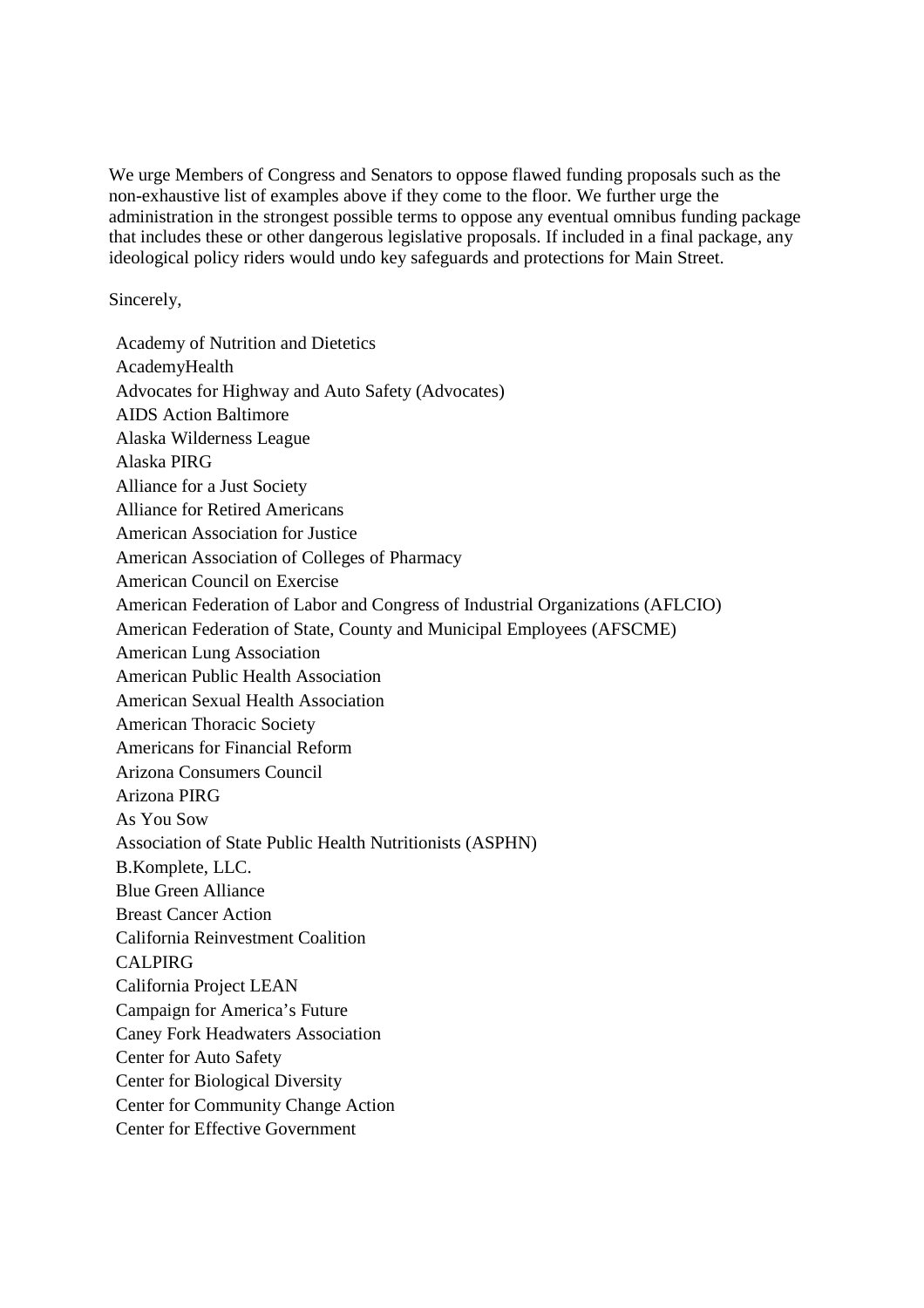We urge Members of Congress and Senators to oppose flawed funding proposals such as the non-exhaustive list of examples above if they come to the floor. We further urge the administration in the strongest possible terms to oppose any eventual omnibus funding package that includes these or other dangerous legislative proposals. If included in a final package, any ideological policy riders would undo key safeguards and protections for Main Street.

Sincerely,

Academy of Nutrition and Dietetics
AcademyHealth
Advocates for Highway and Auto Safety (Advocates)
AIDS Action Baltimore
Alaska Wilderness League
Alaska PIRG
Alliance for a Just Society
Alliance for Retired Americans
American Association for Justice
American Association of Colleges of Pharmacy
American Council on Exercise
American Federation of Labor and Congress of Industrial Organizations (AFLCIO)
American Federation of State, County and Municipal Employees (AFSCME)
American Lung Association
American Public Health Association
American Sexual Health Association
American Thoracic Society
Americans for Financial Reform
Arizona Consumers Council
Arizona PIRG
As You Sow
Association of State Public Health Nutritionists (ASPHN)
B.Komplete, LLC.
Blue Green Alliance
Breast Cancer Action
California Reinvestment Coalition
CALPIRG
California Project LEAN
Campaign for America's Future
Caney Fork Headwaters Association
Center for Auto Safety
Center for Biological Diversity
Center for Community Change Action
Center for Effective Government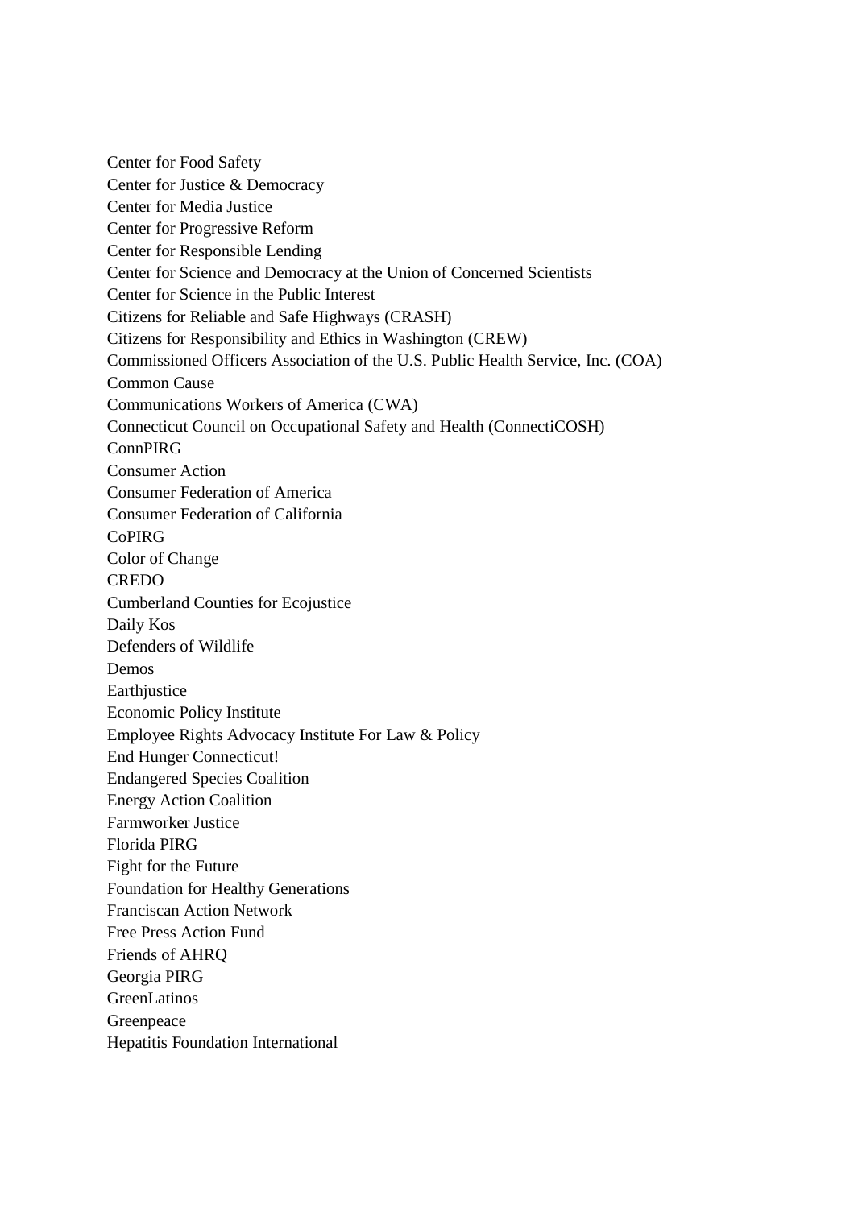Center for Food Safety
Center for Justice & Democracy
Center for Media Justice
Center for Progressive Reform
Center for Responsible Lending
Center for Science and Democracy at the Union of Concerned Scientists
Center for Science in the Public Interest
Citizens for Reliable and Safe Highways (CRASH)
Citizens for Responsibility and Ethics in Washington (CREW)
Commissioned Officers Association of the U.S. Public Health Service, Inc. (COA)
Common Cause
Communications Workers of America (CWA)
Connecticut Council on Occupational Safety and Health (ConnectiCOSH)
ConnPIRG
Consumer Action
Consumer Federation of America
Consumer Federation of California
CoPIRG
Color of Change
CREDO
Cumberland Counties for Ecojustice
Daily Kos
Defenders of Wildlife
Demos
Earthjustice
Economic Policy Institute
Employee Rights Advocacy Institute For Law & Policy
End Hunger Connecticut!
Endangered Species Coalition
Energy Action Coalition
Farmworker Justice
Florida PIRG
Fight for the Future
Foundation for Healthy Generations
Franciscan Action Network
Free Press Action Fund
Friends of AHRQ
Georgia PIRG
GreenLatinos
Greenpeace
Hepatitis Foundation International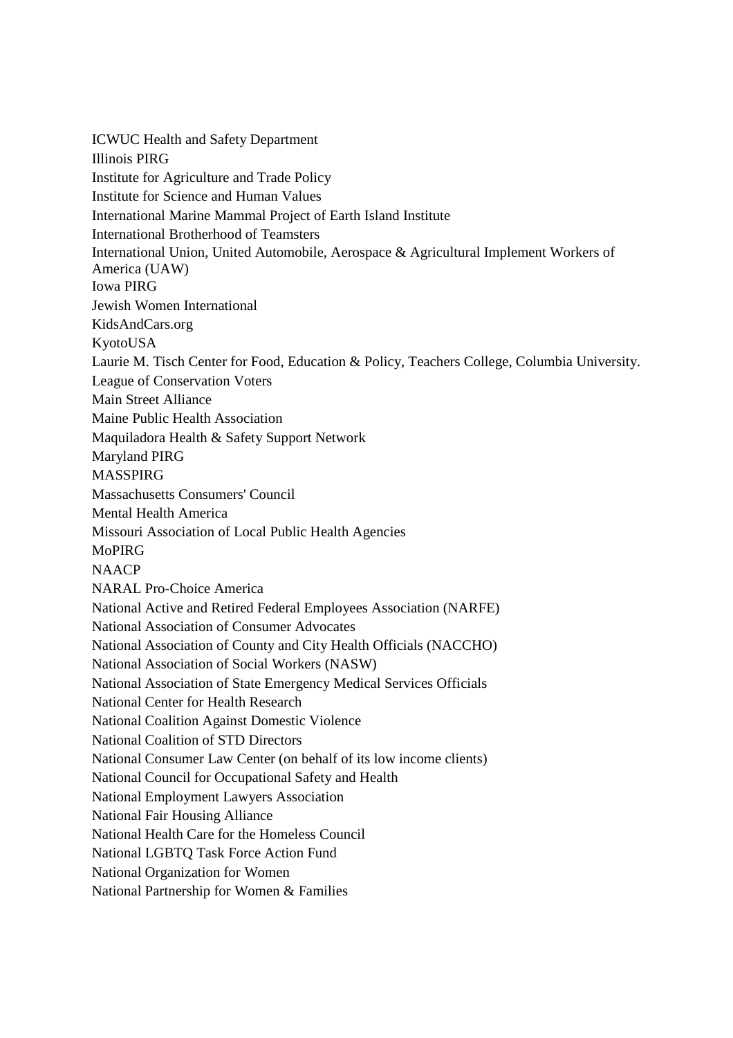ICWUC Health and Safety Department
Illinois PIRG
Institute for Agriculture and Trade Policy
Institute for Science and Human Values
International Marine Mammal Project of Earth Island Institute
International Brotherhood of Teamsters
International Union, United Automobile, Aerospace & Agricultural Implement Workers of America (UAW)
Iowa PIRG
Jewish Women International
KidsAndCars.org
KyotoUSA
Laurie M. Tisch Center for Food, Education & Policy, Teachers College, Columbia University.
League of Conservation Voters
Main Street Alliance
Maine Public Health Association
Maquiladora Health & Safety Support Network
Maryland PIRG
MASSPIRG
Massachusetts Consumers' Council
Mental Health America
Missouri Association of Local Public Health Agencies
MoPIRG
NAACP
NARAL Pro-Choice America
National Active and Retired Federal Employees Association (NARFE)
National Association of Consumer Advocates
National Association of County and City Health Officials (NACCHO)
National Association of Social Workers (NASW)
National Association of State Emergency Medical Services Officials
National Center for Health Research
National Coalition Against Domestic Violence
National Coalition of STD Directors
National Consumer Law Center (on behalf of its low income clients)
National Council for Occupational Safety and Health
National Employment Lawyers Association
National Fair Housing Alliance
National Health Care for the Homeless Council
National LGBTQ Task Force Action Fund
National Organization for Women
National Partnership for Women & Families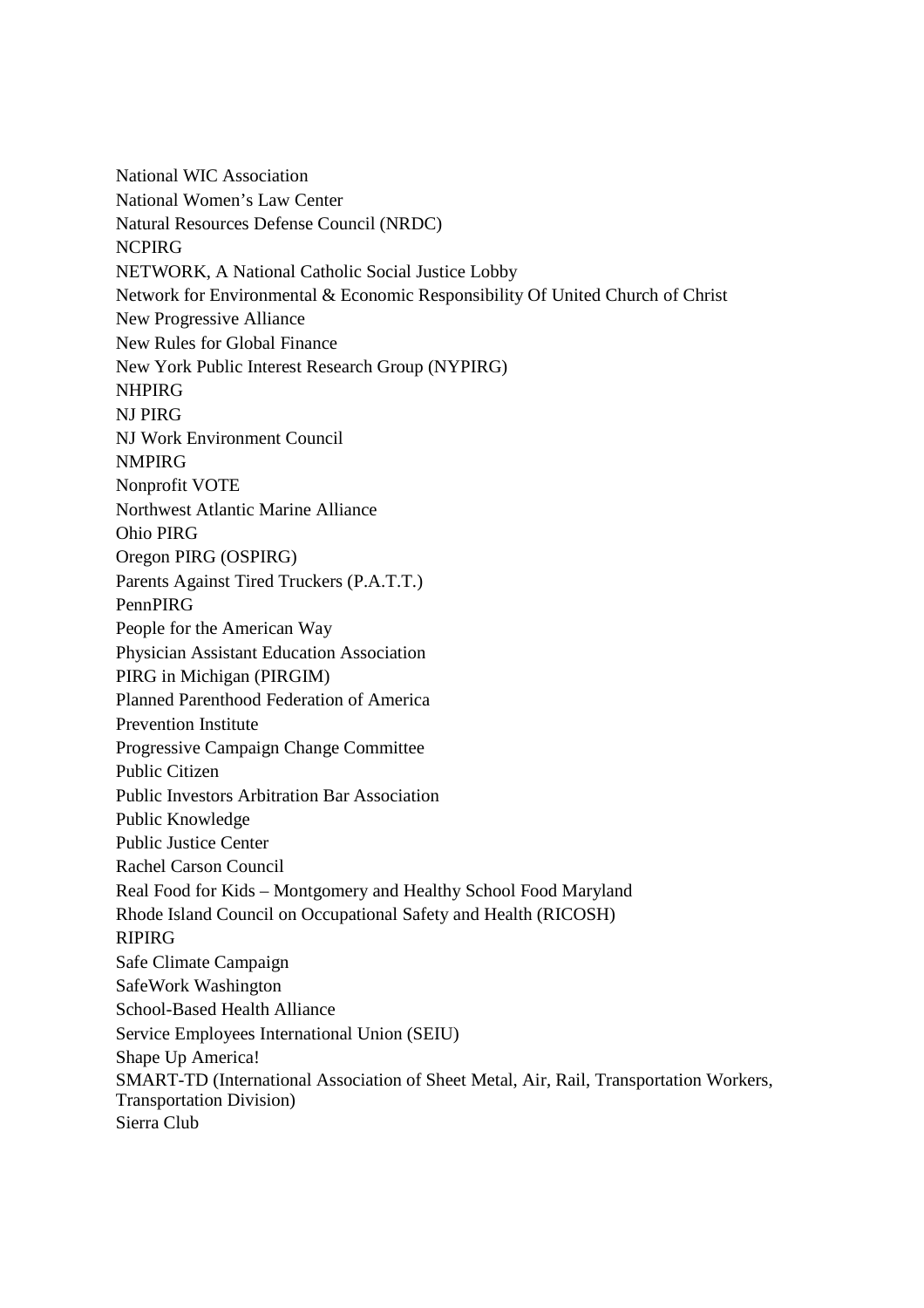National WIC Association
National Women's Law Center
Natural Resources Defense Council (NRDC)
NCPIRG
NETWORK, A National Catholic Social Justice Lobby
Network for Environmental & Economic Responsibility Of United Church of Christ
New Progressive Alliance
New Rules for Global Finance
New York Public Interest Research Group (NYPIRG)
NHPIRG
NJ PIRG
NJ Work Environment Council
NMPIRG
Nonprofit VOTE
Northwest Atlantic Marine Alliance
Ohio PIRG
Oregon PIRG (OSPIRG)
Parents Against Tired Truckers (P.A.T.T.)
PennPIRG
People for the American Way
Physician Assistant Education Association
PIRG in Michigan (PIRGIM)
Planned Parenthood Federation of America
Prevention Institute
Progressive Campaign Change Committee
Public Citizen
Public Investors Arbitration Bar Association
Public Knowledge
Public Justice Center
Rachel Carson Council
Real Food for Kids – Montgomery and Healthy School Food Maryland
Rhode Island Council on Occupational Safety and Health (RICOSH)
RIPIRG
Safe Climate Campaign
SafeWork Washington
School-Based Health Alliance
Service Employees International Union (SEIU)
Shape Up America!
SMART-TD (International Association of Sheet Metal, Air, Rail, Transportation Workers, Transportation Division)
Sierra Club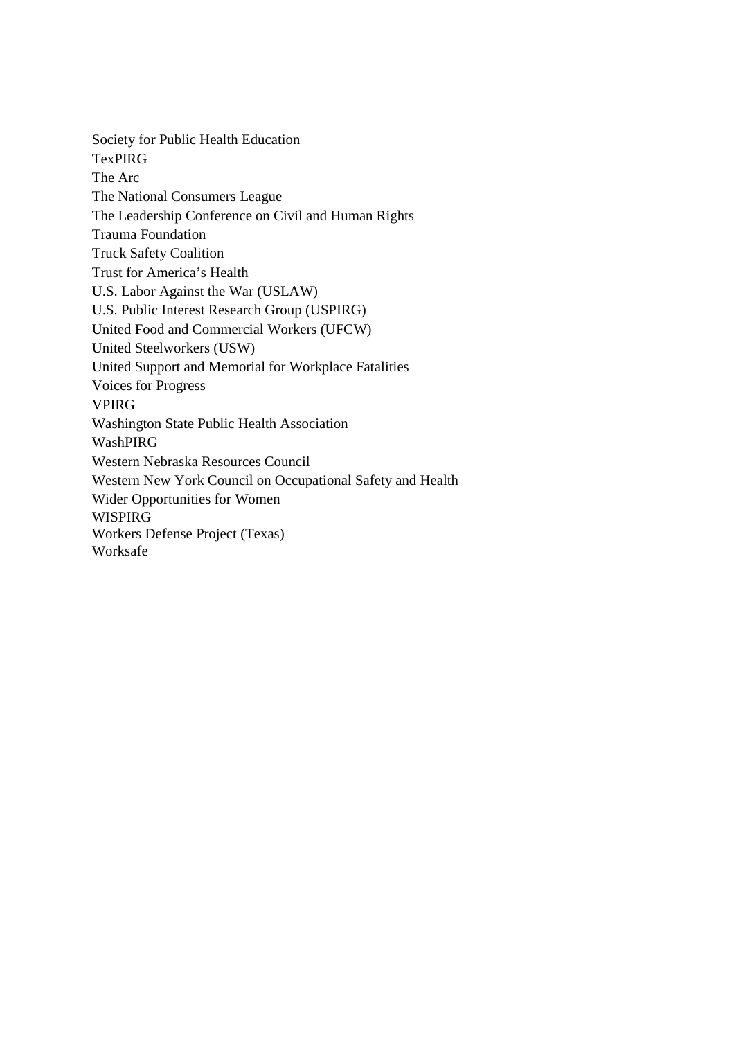Society for Public Health Education
TexPIRG
The Arc
The National Consumers League
The Leadership Conference on Civil and Human Rights
Trauma Foundation
Truck Safety Coalition
Trust for America's Health
U.S. Labor Against the War (USLAW)
U.S. Public Interest Research Group (USPIRG)
United Food and Commercial Workers (UFCW)
United Steelworkers (USW)
United Support and Memorial for Workplace Fatalities
Voices for Progress
VPIRG
Washington State Public Health Association
WashPIRG
Western Nebraska Resources Council
Western New York Council on Occupational Safety and Health
Wider Opportunities for Women
WISPIRG
Workers Defense Project (Texas)
Worksafe